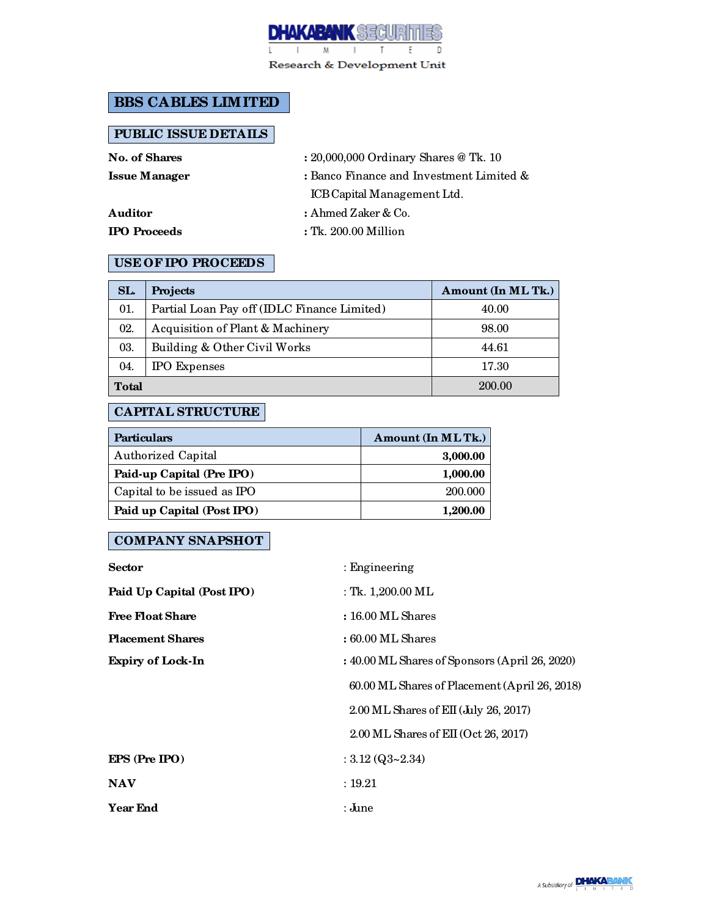DHAKABANK SECURITIES LIMITED

Research & Development Unit

# BBS CABLES LIMITED

## PUBLIC ISSUE DETAILS

**No. of Shares** : 20,000,000 Ordinary Shares @ Tk. 10

**Issue Manager** : Banco Finance and Investment Limited & ICB Capital Management Ltd.

**Auditor** : Ahmed Zaker & Co.

**IPO Proceeds** : Tk. 200.00 Million

## USE OF IPO PROCEEDS

| SL. | Projects | Amount (In ML Tk.) |
|---|---|---|
| 01. | Partial Loan Pay off (IDLC Finance Limited) | 40.00 |
| 02. | Acquisition of Plant & Machinery | 98.00 |
| 03. | Building & Other Civil Works | 44.61 |
| 04. | IPO Expenses | 17.30 |
| **Total** | | 200.00 |

## CAPITAL STRUCTURE

| Particulars | Amount (In ML Tk.) |
|---|---|
| Authorized Capital | **3,000.00** |
| **Paid-up Capital (Pre IPO)** | **1,000.00** |
| Capital to be issued as IPO | 200.000 |
| **Paid up Capital (Post IPO)** | **1,200.00** |

## COMPANY SNAPSHOT

**Sector** : Engineering

**Paid Up Capital (Post IPO)** : Tk. 1,200.00 ML

**Free Float Share** : 16.00 ML Shares

**Placement Shares** : 60.00 ML Shares

**Expiry of Lock-In** : 40.00 ML Shares of Sponsors (April 26, 2020)

60.00 ML Shares of Placement (April 26, 2018)

2.00 ML Shares of EII (July 26, 2017)

2.00 ML Shares of EII (Oct 26, 2017)

**EPS (Pre IPO)** : 3.12 (Q3~2.34)

**NAV** : 19.21

**Year End** : June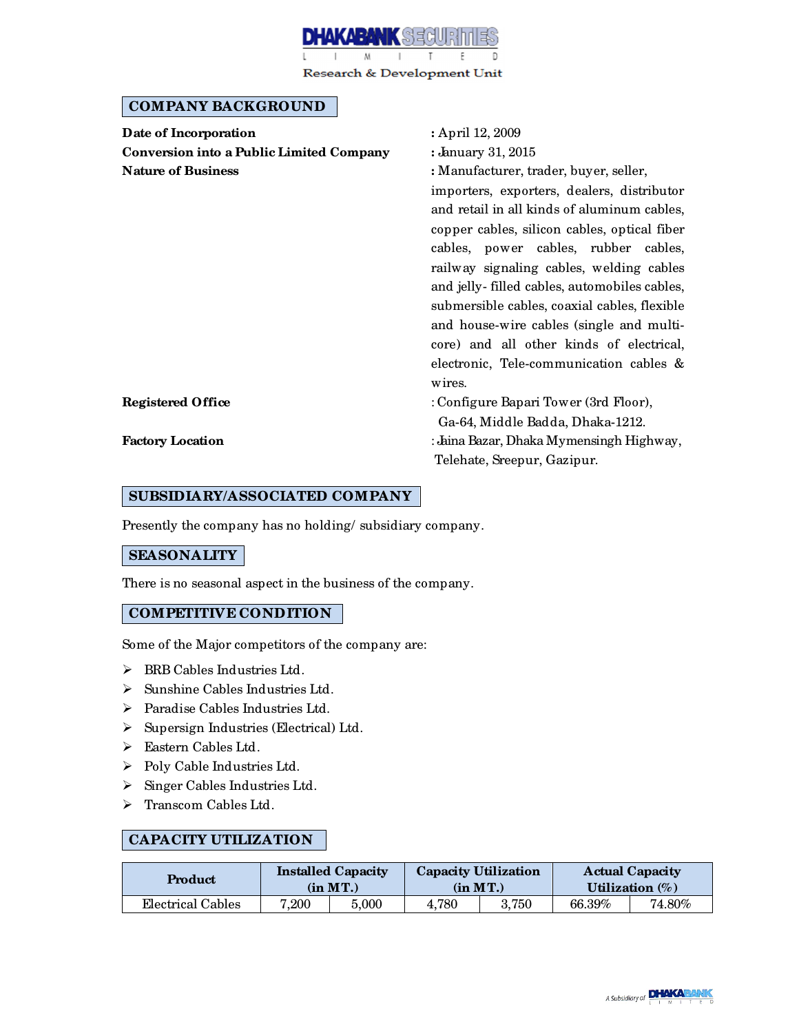## COMPANY BACKGROUND

| | |
|---|---|
| **Date of Incorporation** | : April 12, 2009 |
| **Conversion into a Public Limited Company** | : January 31, 2015 |
| **Nature of Business** | : Manufacturer, trader, buyer, seller, importers, exporters, dealers, distributor and retail in all kinds of aluminum cables, copper cables, silicon cables, optical fiber cables, power cables, rubber cables, railway signaling cables, welding cables and jelly- filled cables, automobiles cables, submersible cables, coaxial cables, flexible and house-wire cables (single and multi-core) and all other kinds of electrical, electronic, Tele-communication cables & wires. |
| **Registered Office** | : Configure Bapari Tower (3rd Floor), Ga-64, Middle Badda, Dhaka-1212. |
| **Factory Location** | : Jaina Bazar, Dhaka Mymensingh Highway, Telehate, Sreepur, Gazipur. |

## SUBSIDIARY/ASSOCIATED COMPANY

Presently the company has no holding/ subsidiary company.

## SEASONALITY

There is no seasonal aspect in the business of the company.

## COMPETITIVE CONDITION

Some of the Major competitors of the company are:

- BRB Cables Industries Ltd.
- Sunshine Cables Industries Ltd.
- Paradise Cables Industries Ltd.
- Supersign Industries (Electrical) Ltd.
- Eastern Cables Ltd.
- Poly Cable Industries Ltd.
- Singer Cables Industries Ltd.
- Transcom Cables Ltd.

## CAPACITY UTILIZATION

| Product | Installed Capacity (in MT.) | | Capacity Utilization (in MT.) | | Actual Capacity Utilization (%) | |
|---|---|---|---|---|---|---|
| Electrical Cables | 7,200 | 5,000 | 4,780 | 3,750 | 66.39% | 74.80% |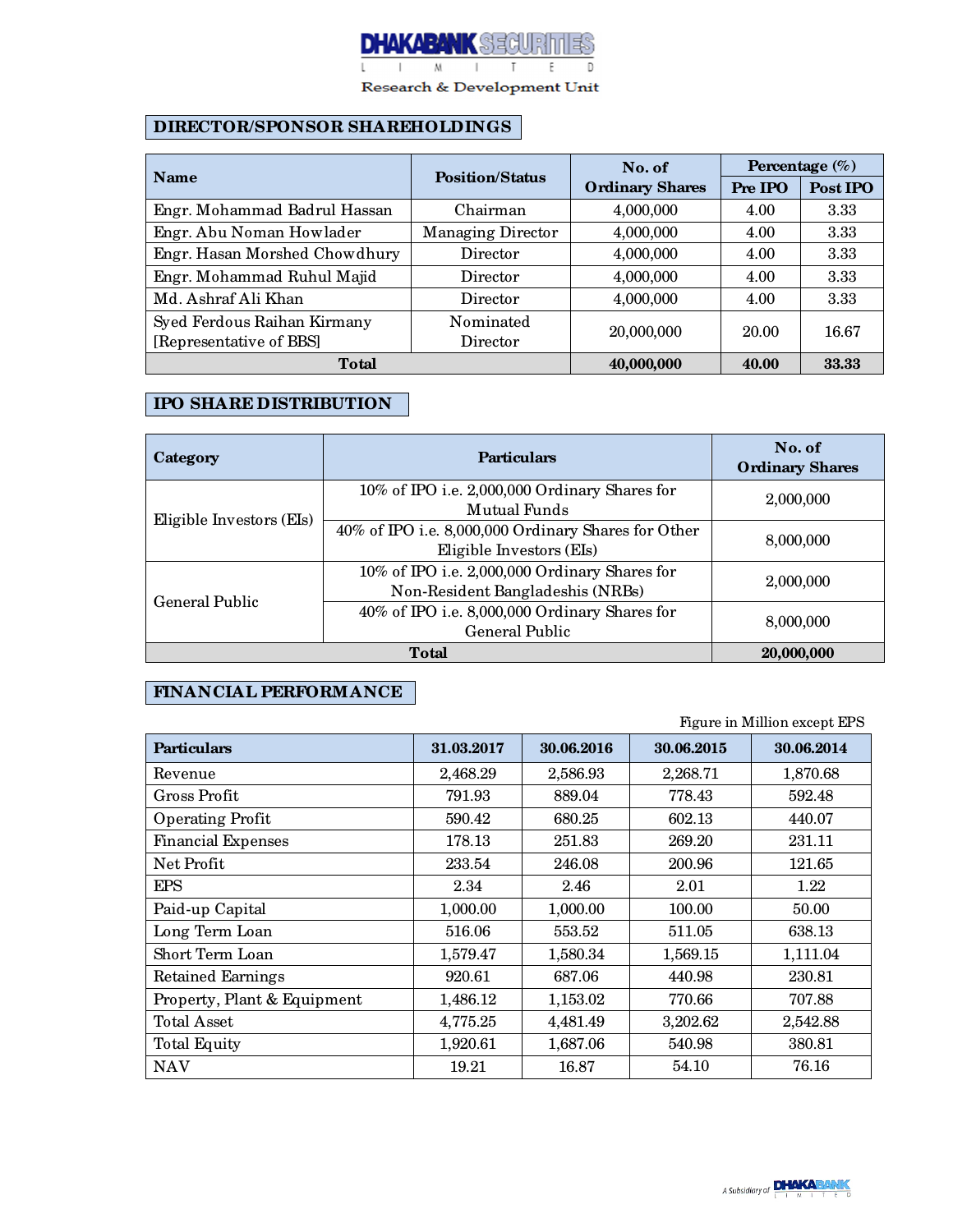## DIRECTOR/SPONSOR SHAREHOLDINGS

| Name | Position/Status | No. of Ordinary Shares | Percentage (%) | |
|---|---|---|---|---|
| | | | Pre IPO | Post IPO |
| Engr. Mohammad Badrul Hassan | Chairman | 4,000,000 | 4.00 | 3.33 |
| Engr. Abu Noman Howlader | Managing Director | 4,000,000 | 4.00 | 3.33 |
| Engr. Hasan Morshed Chowdhury | Director | 4,000,000 | 4.00 | 3.33 |
| Engr. Mohammad Ruhul Majid | Director | 4,000,000 | 4.00 | 3.33 |
| Md. Ashraf Ali Khan | Director | 4,000,000 | 4.00 | 3.33 |
| Syed Ferdous Raihan Kirmany [Representative of BBS] | Nominated Director | 20,000,000 | 20.00 | 16.67 |
| **Total** | | **40,000,000** | **40.00** | **33.33** |

## IPO SHARE DISTRIBUTION

| Category | Particulars | No. of Ordinary Shares |
|---|---|---|
| Eligible Investors (EIs) | 10% of IPO i.e. 2,000,000 Ordinary Shares for Mutual Funds | 2,000,000 |
| | 40% of IPO i.e. 8,000,000 Ordinary Shares for Other Eligible Investors (EIs) | 8,000,000 |
| General Public | 10% of IPO i.e. 2,000,000 Ordinary Shares for Non-Resident Bangladeshis (NRBs) | 2,000,000 |
| | 40% of IPO i.e. 8,000,000 Ordinary Shares for General Public | 8,000,000 |
| **Total** | | **20,000,000** |

## FINANCIAL PERFORMANCE

Figure in Million except EPS

| Particulars | 31.03.2017 | 30.06.2016 | 30.06.2015 | 30.06.2014 |
|---|---|---|---|---|
| Revenue | 2,468.29 | 2,586.93 | 2,268.71 | 1,870.68 |
| Gross Profit | 791.93 | 889.04 | 778.43 | 592.48 |
| Operating Profit | 590.42 | 680.25 | 602.13 | 440.07 |
| Financial Expenses | 178.13 | 251.83 | 269.20 | 231.11 |
| Net Profit | 233.54 | 246.08 | 200.96 | 121.65 |
| EPS | 2.34 | 2.46 | 2.01 | 1.22 |
| Paid-up Capital | 1,000.00 | 1,000.00 | 100.00 | 50.00 |
| Long Term Loan | 516.06 | 553.52 | 511.05 | 638.13 |
| Short Term Loan | 1,579.47 | 1,580.34 | 1,569.15 | 1,111.04 |
| Retained Earnings | 920.61 | 687.06 | 440.98 | 230.81 |
| Property, Plant & Equipment | 1,486.12 | 1,153.02 | 770.66 | 707.88 |
| Total Asset | 4,775.25 | 4,481.49 | 3,202.62 | 2,542.88 |
| Total Equity | 1,920.61 | 1,687.06 | 540.98 | 380.81 |
| NAV | 19.21 | 16.87 | 54.10 | 76.16 |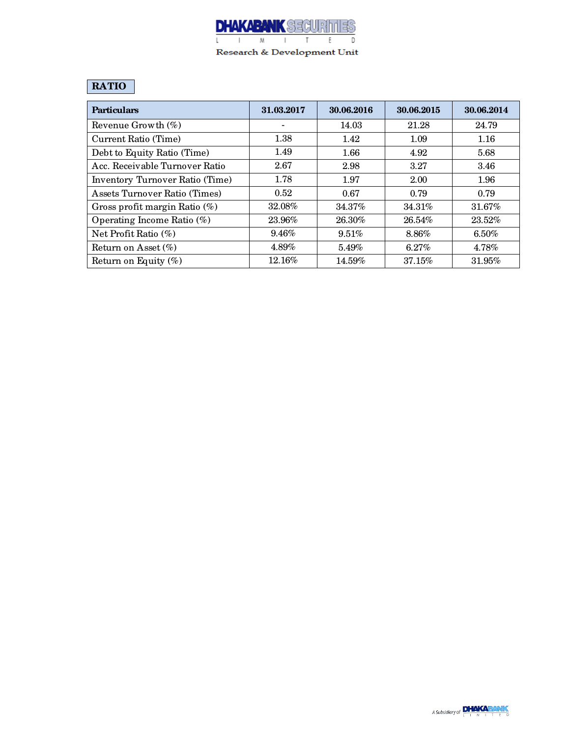## RATIO

| Particulars | 31.03.2017 | 30.06.2016 | 30.06.2015 | 30.06.2014 |
|---|---|---|---|---|
| Revenue Growth (%) | - | 14.03 | 21.28 | 24.79 |
| Current Ratio (Time) | 1.38 | 1.42 | 1.09 | 1.16 |
| Debt to Equity Ratio (Time) | 1.49 | 1.66 | 4.92 | 5.68 |
| Acc. Receivable Turnover Ratio | 2.67 | 2.98 | 3.27 | 3.46 |
| Inventory Turnover Ratio (Time) | 1.78 | 1.97 | 2.00 | 1.96 |
| Assets Turnover Ratio (Times) | 0.52 | 0.67 | 0.79 | 0.79 |
| Gross profit margin Ratio (%) | 32.08% | 34.37% | 34.31% | 31.67% |
| Operating Income Ratio (%) | 23.96% | 26.30% | 26.54% | 23.52% |
| Net Profit Ratio (%) | 9.46% | 9.51% | 8.86% | 6.50% |
| Return on Asset (%) | 4.89% | 5.49% | 6.27% | 4.78% |
| Return on Equity (%) | 12.16% | 14.59% | 37.15% | 31.95% |